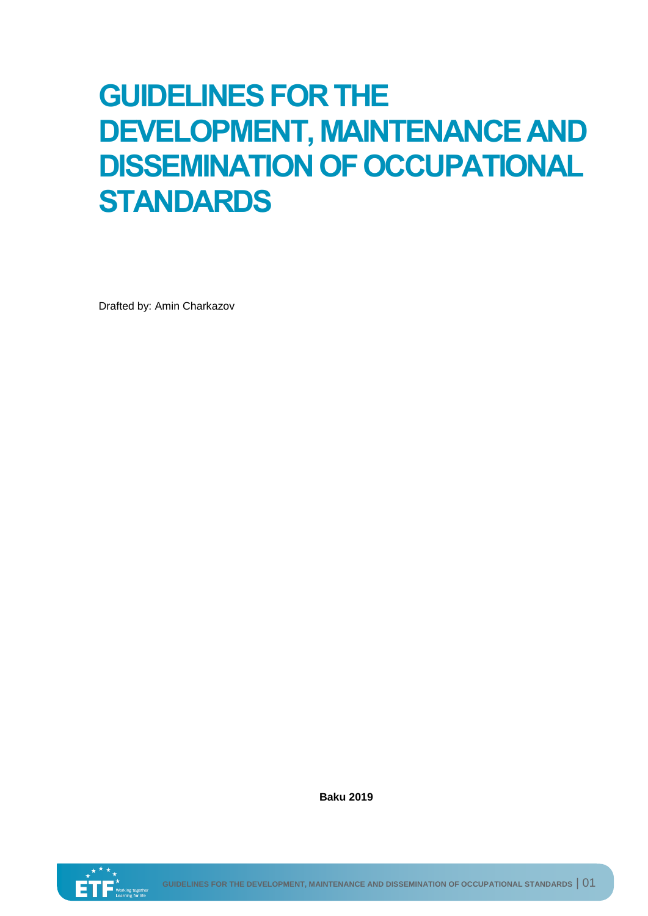# GUIDELINES FOR THE DEVELOPMENT, MAINTENANCE AND DISSEMINATION OF OCCUPATIONAL STANDARDS

Drafted by: Amin Charkazov

**Baku 2019**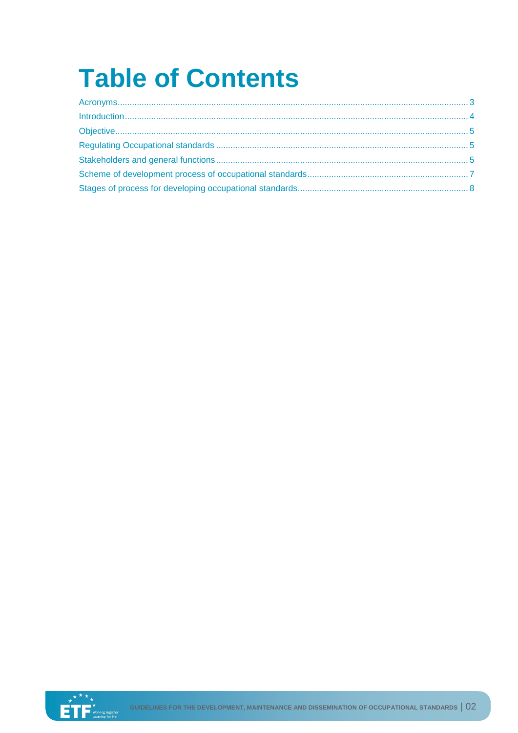# Table of Contents

Acronyms ..................................................................................................................................... 3
Introduction .................................................................................................................................. 4
Objective ...................................................................................................................................... 5
Regulating Occupational standards ............................................................................................. 5
Stakeholders and general functions ............................................................................................ 5
Scheme of development process of occupational standards ....................................................... 7
Stages of process for developing occupational standards ........................................................... 8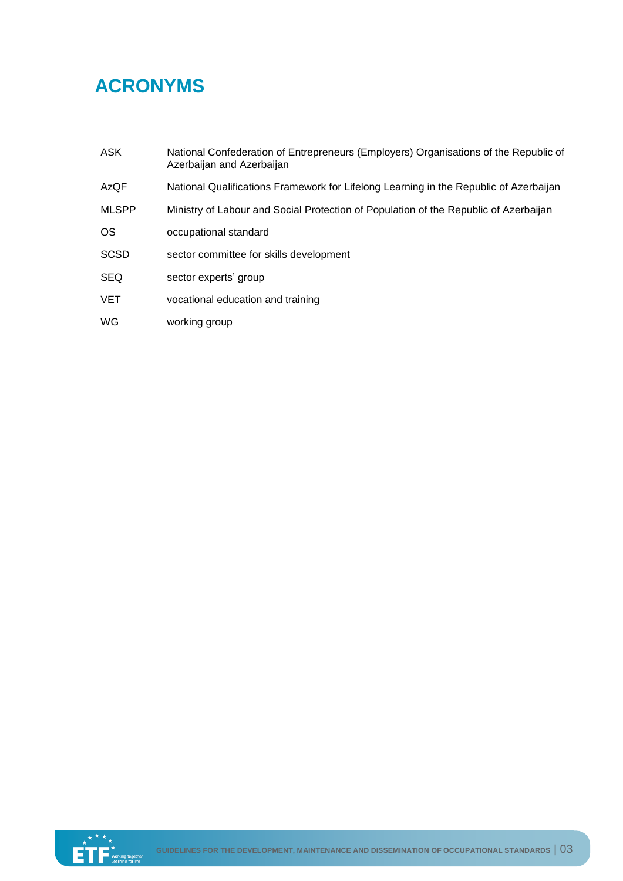# ACRONYMS

| | |
|---|---|
| ASK | National Confederation of Entrepreneurs (Employers) Organisations of the Republic of Azerbaijan and Azerbaijan |
| AzQF | National Qualifications Framework for Lifelong Learning in the Republic of Azerbaijan |
| MLSPP | Ministry of Labour and Social Protection of Population of the Republic of Azerbaijan |
| OS | occupational standard |
| SCSD | sector committee for skills development |
| SEQ | sector experts' group |
| VET | vocational education and training |
| WG | working group |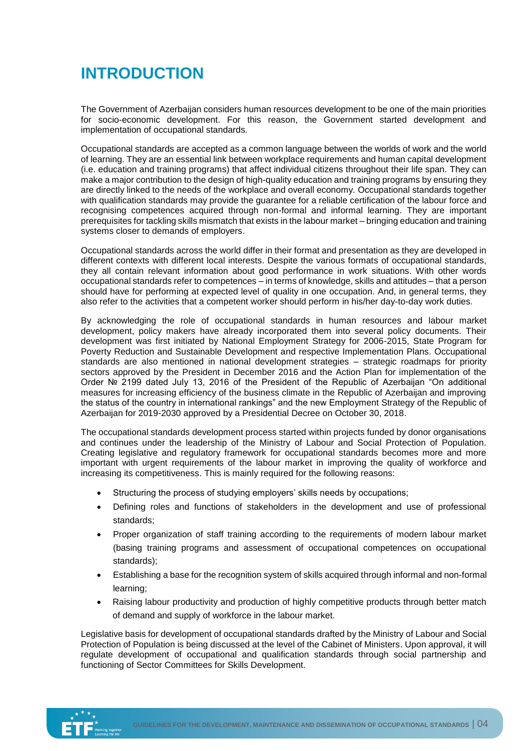# INTRODUCTION

The Government of Azerbaijan considers human resources development to be one of the main priorities for socio-economic development. For this reason, the Government started development and implementation of occupational standards.

Occupational standards are accepted as a common language between the worlds of work and the world of learning. They are an essential link between workplace requirements and human capital development (i.e. education and training programs) that affect individual citizens throughout their life span. They can make a major contribution to the design of high-quality education and training programs by ensuring they are directly linked to the needs of the workplace and overall economy. Occupational standards together with qualification standards may provide the guarantee for a reliable certification of the labour force and recognising competences acquired through non-formal and informal learning. They are important prerequisites for tackling skills mismatch that exists in the labour market – bringing education and training systems closer to demands of employers.

Occupational standards across the world differ in their format and presentation as they are developed in different contexts with different local interests. Despite the various formats of occupational standards, they all contain relevant information about good performance in work situations. With other words occupational standards refer to competences – in terms of knowledge, skills and attitudes – that a person should have for performing at expected level of quality in one occupation. And, in general terms, they also refer to the activities that a competent worker should perform in his/her day-to-day work duties.

By acknowledging the role of occupational standards in human resources and labour market development, policy makers have already incorporated them into several policy documents. Their development was first initiated by National Employment Strategy for 2006-2015, State Program for Poverty Reduction and Sustainable Development and respective Implementation Plans. Occupational standards are also mentioned in national development strategies – strategic roadmaps for priority sectors approved by the President in December 2016 and the Action Plan for implementation of the Order № 2199 dated July 13, 2016 of the President of the Republic of Azerbaijan "On additional measures for increasing efficiency of the business climate in the Republic of Azerbaijan and improving the status of the country in international rankings" and the new Employment Strategy of the Republic of Azerbaijan for 2019-2030 approved by a Presidential Decree on October 30, 2018.

The occupational standards development process started within projects funded by donor organisations and continues under the leadership of the Ministry of Labour and Social Protection of Population. Creating legislative and regulatory framework for occupational standards becomes more and more important with urgent requirements of the labour market in improving the quality of workforce and increasing its competitiveness. This is mainly required for the following reasons:

- Structuring the process of studying employers' skills needs by occupations;
- Defining roles and functions of stakeholders in the development and use of professional standards;
- Proper organization of staff training according to the requirements of modern labour market (basing training programs and assessment of occupational competences on occupational standards);
- Establishing a base for the recognition system of skills acquired through informal and non-formal learning;
- Raising labour productivity and production of highly competitive products through better match of demand and supply of workforce in the labour market.

Legislative basis for development of occupational standards drafted by the Ministry of Labour and Social Protection of Population is being discussed at the level of the Cabinet of Ministers. Upon approval, it will regulate development of occupational and qualification standards through social partnership and functioning of Sector Committees for Skills Development.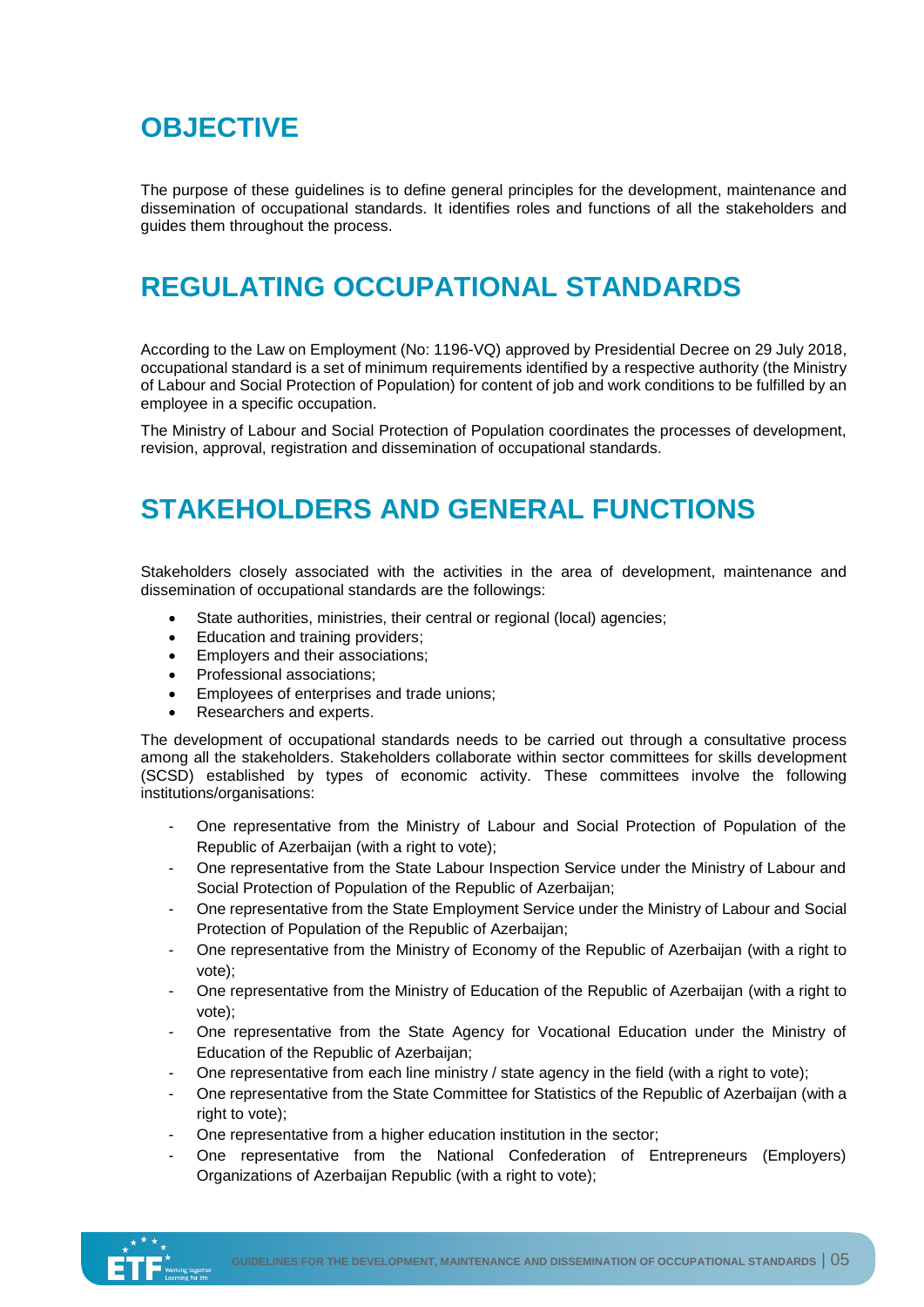## OBJECTIVE

The purpose of these guidelines is to define general principles for the development, maintenance and dissemination of occupational standards. It identifies roles and functions of all the stakeholders and guides them throughout the process.

## REGULATING OCCUPATIONAL STANDARDS

According to the Law on Employment (No: 1196-VQ) approved by Presidential Decree on 29 July 2018, occupational standard is a set of minimum requirements identified by a respective authority (the Ministry of Labour and Social Protection of Population) for content of job and work conditions to be fulfilled by an employee in a specific occupation.

The Ministry of Labour and Social Protection of Population coordinates the processes of development, revision, approval, registration and dissemination of occupational standards.

## STAKEHOLDERS AND GENERAL FUNCTIONS

Stakeholders closely associated with the activities in the area of development, maintenance and dissemination of occupational standards are the followings:

- State authorities, ministries, their central or regional (local) agencies;
- Education and training providers;
- Employers and their associations;
- Professional associations;
- Employees of enterprises and trade unions;
- Researchers and experts.

The development of occupational standards needs to be carried out through a consultative process among all the stakeholders. Stakeholders collaborate within sector committees for skills development (SCSD) established by types of economic activity. These committees involve the following institutions/organisations:

- One representative from the Ministry of Labour and Social Protection of Population of the Republic of Azerbaijan (with a right to vote);
- One representative from the State Labour Inspection Service under the Ministry of Labour and Social Protection of Population of the Republic of Azerbaijan;
- One representative from the State Employment Service under the Ministry of Labour and Social Protection of Population of the Republic of Azerbaijan;
- One representative from the Ministry of Economy of the Republic of Azerbaijan (with a right to vote);
- One representative from the Ministry of Education of the Republic of Azerbaijan (with a right to vote);
- One representative from the State Agency for Vocational Education under the Ministry of Education of the Republic of Azerbaijan;
- One representative from each line ministry / state agency in the field (with a right to vote);
- One representative from the State Committee for Statistics of the Republic of Azerbaijan (with a right to vote);
- One representative from a higher education institution in the sector;
- One representative from the National Confederation of Entrepreneurs (Employers) Organizations of Azerbaijan Republic (with a right to vote);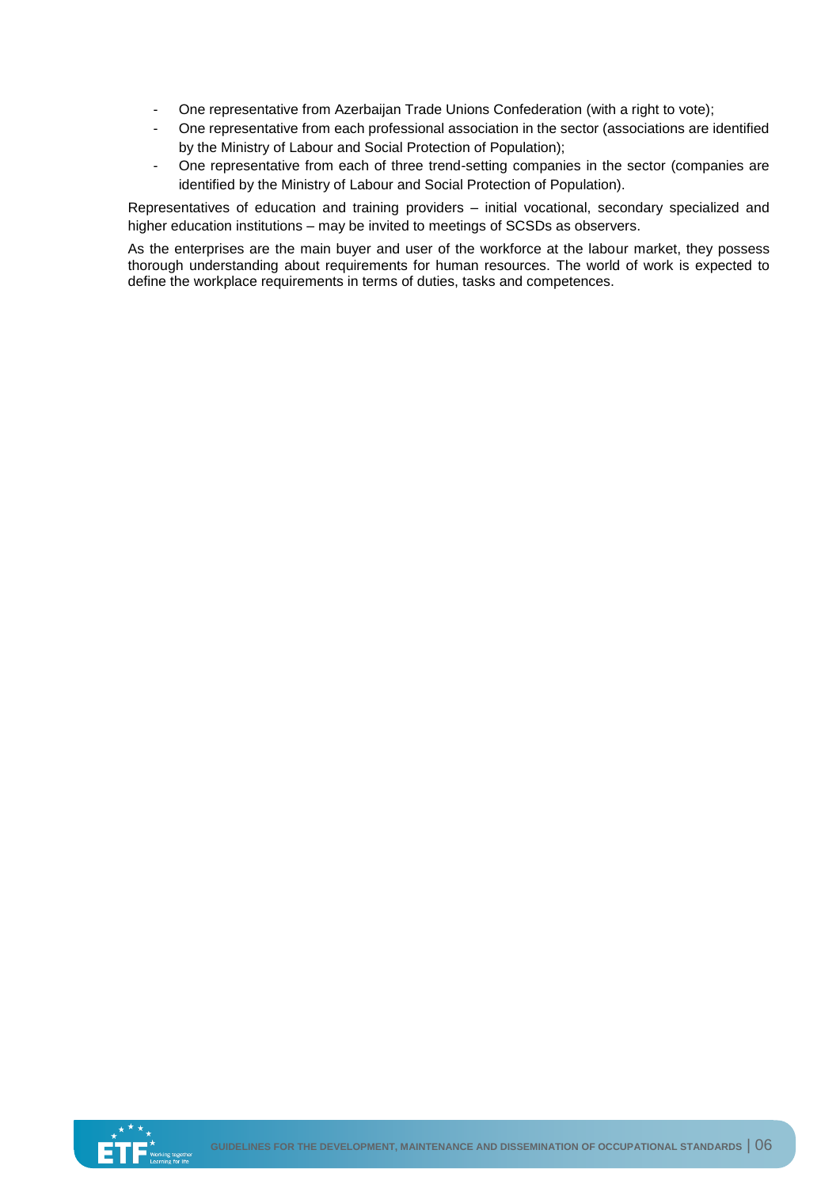- One representative from Azerbaijan Trade Unions Confederation (with a right to vote);
- One representative from each professional association in the sector (associations are identified by the Ministry of Labour and Social Protection of Population);
- One representative from each of three trend-setting companies in the sector (companies are identified by the Ministry of Labour and Social Protection of Population).

Representatives of education and training providers – initial vocational, secondary specialized and higher education institutions – may be invited to meetings of SCSDs as observers.

As the enterprises are the main buyer and user of the workforce at the labour market, they possess thorough understanding about requirements for human resources. The world of work is expected to define the workplace requirements in terms of duties, tasks and competences.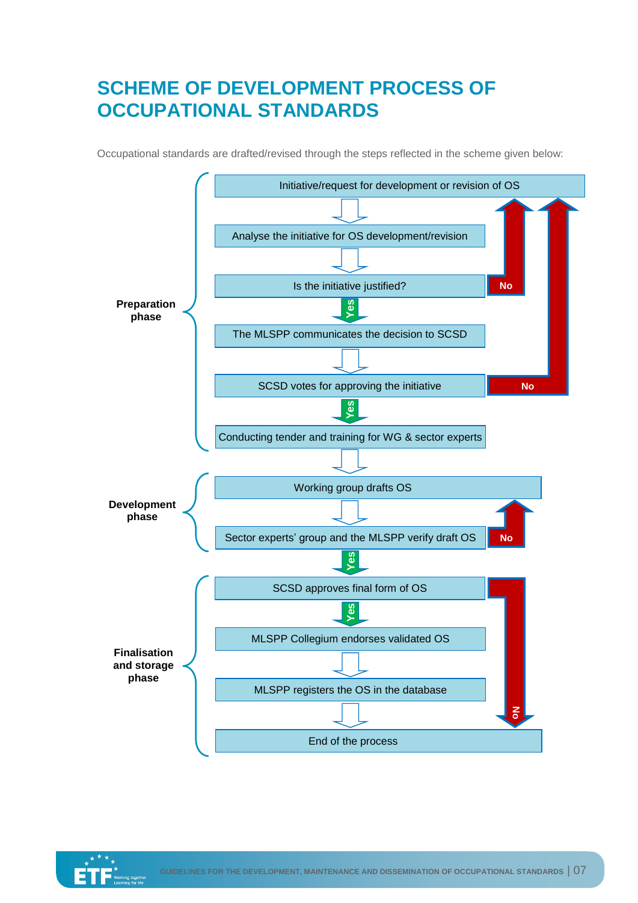# SCHEME OF DEVELOPMENT PROCESS OF OCCUPATIONAL STANDARDS

Occupational standards are drafted/revised through the steps reflected in the scheme given below:

**Preparation phase**

- Initiative/request for development or revision of OS
- Analyse the initiative for OS development/revision
- Is the initiative justified? — **No** → back to "Initiative/request for development or revision of OS"; **Yes** ↓
- The MLSPP communicates the decision to SCSD
- SCSD votes for approving the initiative — **No** → back to "Initiative/request for development or revision of OS"; **Yes** ↓
- Conducting tender and training for WG & sector experts

**Development phase**

- Working group drafts OS
- Sector experts' group and the MLSPP verify draft OS — **No** → back to "Working group drafts OS"; **Yes** ↓

**Finalisation and storage phase**

- SCSD approves final form of OS — **No** → "End of the process"; **Yes** ↓
- MLSPP Collegium endorses validated OS
- MLSPP registers the OS in the database
- End of the process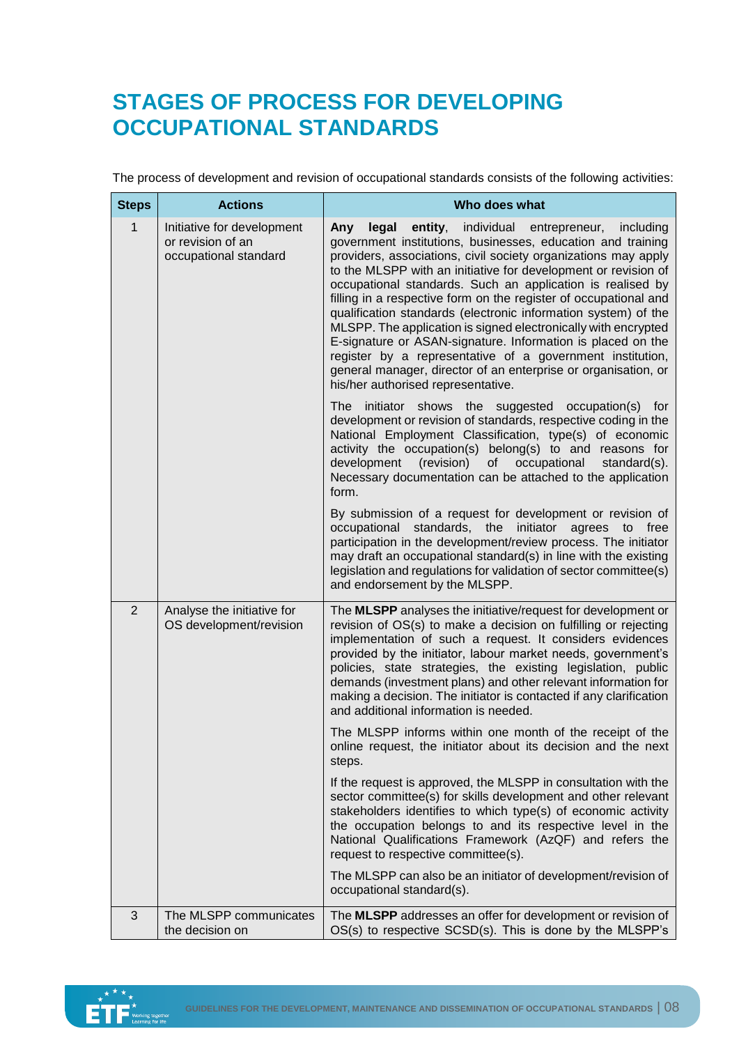# STAGES OF PROCESS FOR DEVELOPING OCCUPATIONAL STANDARDS

The process of development and revision of occupational standards consists of the following activities:

| Steps | Actions | Who does what |
|---|---|---|
| 1 | Initiative for development or revision of an occupational standard | **Any legal entity**, individual entrepreneur, including government institutions, businesses, education and training providers, associations, civil society organizations may apply to the MLSPP with an initiative for development or revision of occupational standards. Such an application is realised by filling in a respective form on the register of occupational and qualification standards (electronic information system) of the MLSPP. The application is signed electronically with encrypted E-signature or ASAN-signature. Information is placed on the register by a representative of a government institution, general manager, director of an enterprise or organisation, or his/her authorised representative.<br><br>The initiator shows the suggested occupation(s) for development or revision of standards, respective coding in the National Employment Classification, type(s) of economic activity the occupation(s) belong(s) to and reasons for development (revision) of occupational standard(s). Necessary documentation can be attached to the application form.<br><br>By submission of a request for development or revision of occupational standards, the initiator agrees to free participation in the development/review process. The initiator may draft an occupational standard(s) in line with the existing legislation and regulations for validation of sector committee(s) and endorsement by the MLSPP. |
| 2 | Analyse the initiative for OS development/revision | The **MLSPP** analyses the initiative/request for development or revision of OS(s) to make a decision on fulfilling or rejecting implementation of such a request. It considers evidences provided by the initiator, labour market needs, government's policies, state strategies, the existing legislation, public demands (investment plans) and other relevant information for making a decision. The initiator is contacted if any clarification and additional information is needed.<br><br>The MLSPP informs within one month of the receipt of the online request, the initiator about its decision and the next steps.<br><br>If the request is approved, the MLSPP in consultation with the sector committee(s) for skills development and other relevant stakeholders identifies to which type(s) of economic activity the occupation belongs to and its respective level in the National Qualifications Framework (AzQF) and refers the request to respective committee(s).<br><br>The MLSPP can also be an initiator of development/revision of occupational standard(s). |
| 3 | The MLSPP communicates the decision on | The **MLSPP** addresses an offer for development or revision of OS(s) to respective SCSD(s). This is done by the MLSPP's |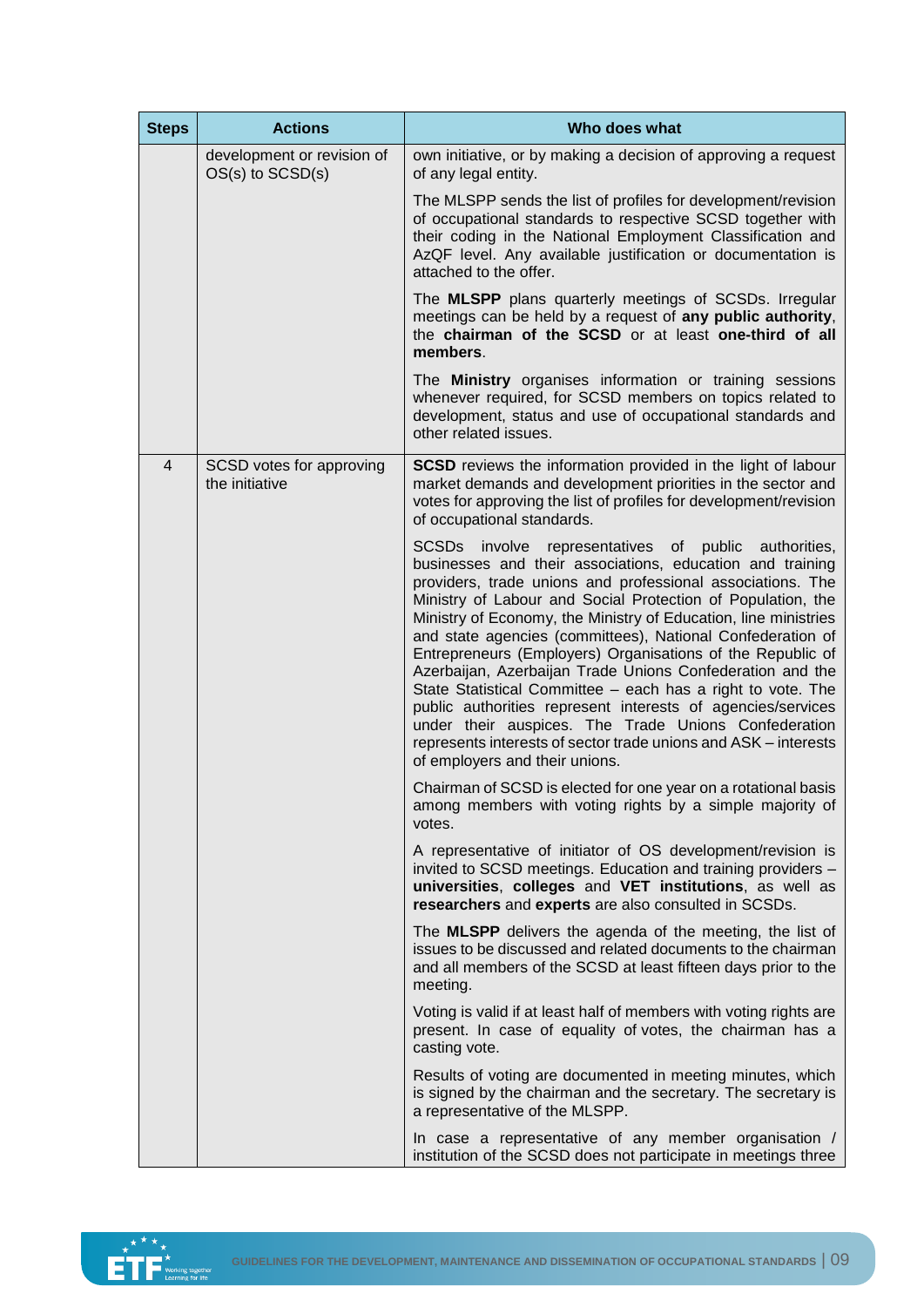| Steps | Actions | Who does what |
|---|---|---|
| | development or revision of OS(s) to SCSD(s) | own initiative, or by making a decision of approving a request of any legal entity.<br><br>The MLSPP sends the list of profiles for development/revision of occupational standards to respective SCSD together with their coding in the National Employment Classification and AzQF level. Any available justification or documentation is attached to the offer.<br><br>The **MLSPP** plans quarterly meetings of SCSDs. Irregular meetings can be held by a request of **any public authority**, the **chairman of the SCSD** or at least **one-third of all members**.<br><br>The **Ministry** organises information or training sessions whenever required, for SCSD members on topics related to development, status and use of occupational standards and other related issues. |
| 4 | SCSD votes for approving the initiative | **SCSD** reviews the information provided in the light of labour market demands and development priorities in the sector and votes for approving the list of profiles for development/revision of occupational standards.<br><br>SCSDs involve representatives of public authorities, businesses and their associations, education and training providers, trade unions and professional associations. The Ministry of Labour and Social Protection of Population, the Ministry of Economy, the Ministry of Education, line ministries and state agencies (committees), National Confederation of Entrepreneurs (Employers) Organisations of the Republic of Azerbaijan, Azerbaijan Trade Unions Confederation and the State Statistical Committee – each has a right to vote. The public authorities represent interests of agencies/services under their auspices. The Trade Unions Confederation represents interests of sector trade unions and ASK – interests of employers and their unions.<br><br>Chairman of SCSD is elected for one year on a rotational basis among members with voting rights by a simple majority of votes.<br><br>A representative of initiator of OS development/revision is invited to SCSD meetings. Education and training providers – **universities**, **colleges** and **VET institutions**, as well as **researchers** and **experts** are also consulted in SCSDs.<br><br>The **MLSPP** delivers the agenda of the meeting, the list of issues to be discussed and related documents to the chairman and all members of the SCSD at least fifteen days prior to the meeting.<br><br>Voting is valid if at least half of members with voting rights are present. In case of equality of votes, the chairman has a casting vote.<br><br>Results of voting are documented in meeting minutes, which is signed by the chairman and the secretary. The secretary is a representative of the MLSPP.<br><br>In case a representative of any member organisation / institution of the SCSD does not participate in meetings three |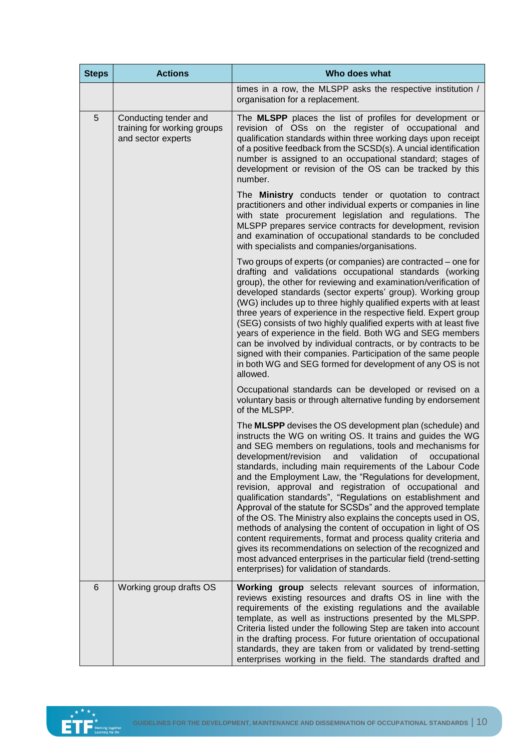| Steps | Actions | Who does what |
|---|---|---|
| | | times in a row, the MLSPP asks the respective institution / organisation for a replacement. |
| 5 | Conducting tender and training for working groups and sector experts | The **MLSPP** places the list of profiles for development or revision of OSs on the register of occupational and qualification standards within three working days upon receipt of a positive feedback from the SCSD(s). A uncial identification number is assigned to an occupational standard; stages of development or revision of the OS can be tracked by this number.<br><br>The **Ministry** conducts tender or quotation to contract practitioners and other individual experts or companies in line with state procurement legislation and regulations. The MLSPP prepares service contracts for development, revision and examination of occupational standards to be concluded with specialists and companies/organisations.<br><br>Two groups of experts (or companies) are contracted – one for drafting and validations occupational standards (working group), the other for reviewing and examination/verification of developed standards (sector experts' group). Working group (WG) includes up to three highly qualified experts with at least three years of experience in the respective field. Expert group (SEG) consists of two highly qualified experts with at least five years of experience in the field. Both WG and SEG members can be involved by individual contracts, or by contracts to be signed with their companies. Participation of the same people in both WG and SEG formed for development of any OS is not allowed.<br><br>Occupational standards can be developed or revised on a voluntary basis or through alternative funding by endorsement of the MLSPP.<br><br>The **MLSPP** devises the OS development plan (schedule) and instructs the WG on writing OS. It trains and guides the WG and SEG members on regulations, tools and mechanisms for development/revision and validation of occupational standards, including main requirements of the Labour Code and the Employment Law, the "Regulations for development, revision, approval and registration of occupational and qualification standards", "Regulations on establishment and Approval of the statute for SCSDs" and the approved template of the OS. The Ministry also explains the concepts used in OS, methods of analysing the content of occupation in light of OS content requirements, format and process quality criteria and gives its recommendations on selection of the recognized and most advanced enterprises in the particular field (trend-setting enterprises) for validation of standards. |
| 6 | Working group drafts OS | **Working group** selects relevant sources of information, reviews existing resources and drafts OS in line with the requirements of the existing regulations and the available template, as well as instructions presented by the MLSPP. Criteria listed under the following Step are taken into account in the drafting process. For future orientation of occupational standards, they are taken from or validated by trend-setting enterprises working in the field. The standards drafted and |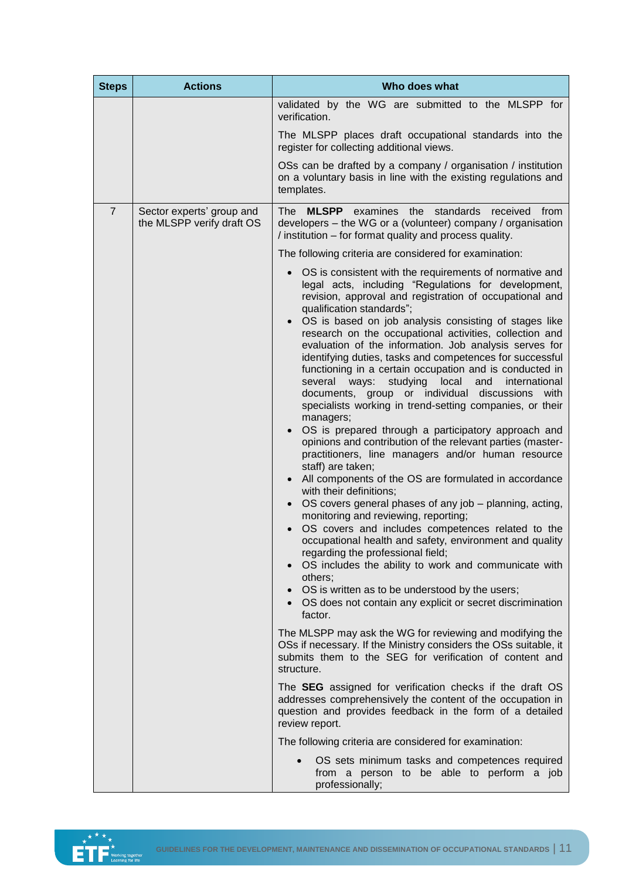| Steps | Actions | Who does what |
|---|---|---|
| | | validated by the WG are submitted to the MLSPP for verification.<br><br>The MLSPP places draft occupational standards into the register for collecting additional views.<br><br>OSs can be drafted by a company / organisation / institution on a voluntary basis in line with the existing regulations and templates. |
| 7 | Sector experts' group and the MLSPP verify draft OS | The **MLSPP** examines the standards received from developers – the WG or a (volunteer) company / organisation / institution – for format quality and process quality.<br><br>The following criteria are considered for examination:<br><br>• OS is consistent with the requirements of normative and legal acts, including "Regulations for development, revision, approval and registration of occupational and qualification standards";<br>• OS is based on job analysis consisting of stages like research on the occupational activities, collection and evaluation of the information. Job analysis serves for identifying duties, tasks and competences for successful functioning in a certain occupation and is conducted in several ways: studying local and international documents, group or individual discussions with specialists working in trend-setting companies, or their managers;<br>• OS is prepared through a participatory approach and opinions and contribution of the relevant parties (master-practitioners, line managers and/or human resource staff) are taken;<br>• All components of the OS are formulated in accordance with their definitions;<br>• OS covers general phases of any job – planning, acting, monitoring and reviewing, reporting;<br>• OS covers and includes competences related to the occupational health and safety, environment and quality regarding the professional field;<br>• OS includes the ability to work and communicate with others;<br>• OS is written as to be understood by the users;<br>• OS does not contain any explicit or secret discrimination factor.<br><br>The MLSPP may ask the WG for reviewing and modifying the OSs if necessary. If the Ministry considers the OSs suitable, it submits them to the SEG for verification of content and structure.<br><br>The **SEG** assigned for verification checks if the draft OS addresses comprehensively the content of the occupation in question and provides feedback in the form of a detailed review report.<br><br>The following criteria are considered for examination:<br><br>• OS sets minimum tasks and competences required from a person to be able to perform a job professionally; |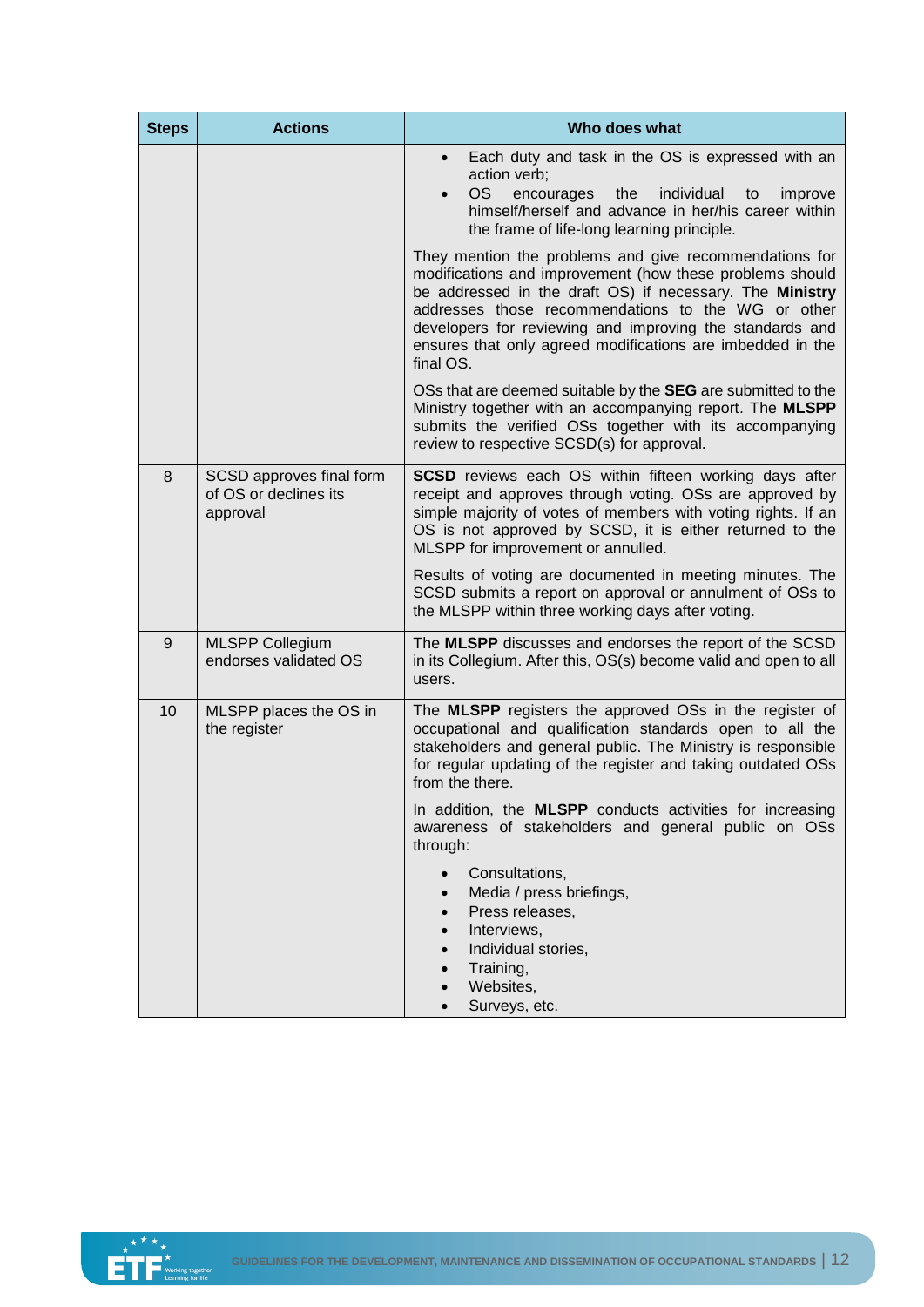| Steps | Actions | Who does what |
|---|---|---|
| | | • Each duty and task in the OS is expressed with an action verb;<br>• OS encourages the individual to improve himself/herself and advance in her/his career within the frame of life-long learning principle.<br><br>They mention the problems and give recommendations for modifications and improvement (how these problems should be addressed in the draft OS) if necessary. The **Ministry** addresses those recommendations to the WG or other developers for reviewing and improving the standards and ensures that only agreed modifications are imbedded in the final OS.<br><br>OSs that are deemed suitable by the **SEG** are submitted to the Ministry together with an accompanying report. The **MLSPP** submits the verified OSs together with its accompanying review to respective SCSD(s) for approval. |
| 8 | SCSD approves final form of OS or declines its approval | **SCSD** reviews each OS within fifteen working days after receipt and approves through voting. OSs are approved by simple majority of votes of members with voting rights. If an OS is not approved by SCSD, it is either returned to the MLSPP for improvement or annulled.<br><br>Results of voting are documented in meeting minutes. The SCSD submits a report on approval or annulment of OSs to the MLSPP within three working days after voting. |
| 9 | MLSPP Collegium endorses validated OS | The **MLSPP** discusses and endorses the report of the SCSD in its Collegium. After this, OS(s) become valid and open to all users. |
| 10 | MLSPP places the OS in the register | The **MLSPP** registers the approved OSs in the register of occupational and qualification standards open to all the stakeholders and general public. The Ministry is responsible for regular updating of the register and taking outdated OSs from the there.<br><br>In addition, the **MLSPP** conducts activities for increasing awareness of stakeholders and general public on OSs through:<br><br>• Consultations,<br>• Media / press briefings,<br>• Press releases,<br>• Interviews,<br>• Individual stories,<br>• Training,<br>• Websites,<br>• Surveys, etc. |